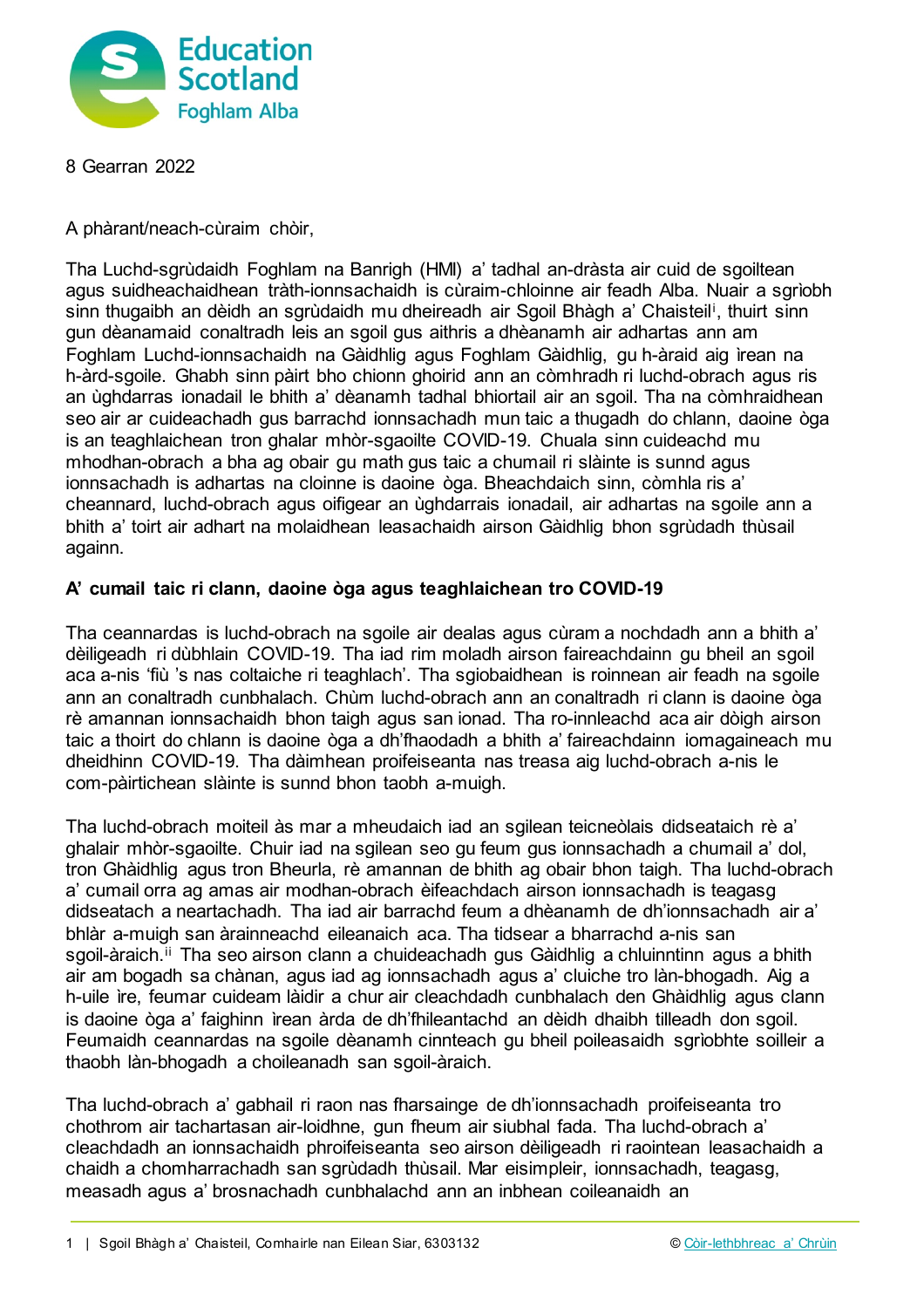Education Scotland
Foghlam Alba

8 Gearran 2022

A phàrant/neach-cùraim chòir,

Tha Luchd-sgrùdaidh Foghlam na Banrigh (HMI) a' tadhal an-dràsta air cuid de sgoiltean agus suidheachaidhean tràth-ionnsachaidh is cùraim-chloinne air feadh Alba. Nuair a sgrìobh sinn thugaibh an dèidh an sgrùdaidh mu dheireadh air Sgoil Bhàgh a' Chaisteil[i], thuirt sinn gun dèanamaid conaltradh leis an sgoil gus aithris a dhèanamh air adhartas ann am Foghlam Luchd-ionnsachaidh na Gàidhlig agus Foghlam Gàidhlig, gu h-àraid aig ìrean na h-àrd-sgoile. Ghabh sinn pàirt bho chionn ghoirid ann an còmhradh ri luchd-obrach agus ris an ùghdarras ionadail le bhith a' dèanamh tadhal bhiortail air an sgoil. Tha na còmhraidhean seo air ar cuideachadh gus barrachd ionnsachadh mun taic a thugadh do chlann, daoine òga is an teaghlaichean tron ghalar mhòr-sgaoilte COVID-19. Chuala sinn cuideachd mu mhodhan-obrach a bha ag obair gu math gus taic a chumail ri slàinte is sunnd agus ionnsachadh is adhartas na cloinne is daoine òga. Bheachdaich sinn, còmhla ris a' cheannard, luchd-obrach agus oifigear an ùghdarrais ionadail, air adhartas na sgoile ann a bhith a' toirt air adhart na molaidhean leasachaidh airson Gàidhlig bhon sgrùdadh thùsail againn.

**A' cumail taic ri clann, daoine òga agus teaghlaichean tro COVID-19**

Tha ceannardas is luchd-obrach na sgoile air dealas agus cùram a nochdadh ann a bhith a' dèiligeadh ri dùbhlain COVID-19. Tha iad rim moladh airson faireachdainn gu bheil an sgoil aca a-nis 'fiù 's nas coltaiche ri teaghlach'. Tha sgiobaidhean is roinnean air feadh na sgoile ann an conaltradh cunbhalach. Chùm luchd-obrach ann an conaltradh ri clann is daoine òga rè amannan ionnsachaidh bhon taigh agus san ionad. Tha ro-innleachd aca air dòigh airson taic a thoirt do chlann is daoine òga a dh'fhaodadh a bhith a' faireachdainn iomagaineach mu dheidhinn COVID-19. Tha dàimhean proifeiseanta nas treasa aig luchd-obrach a-nis le com-pàirtichean slàinte is sunnd bhon taobh a-muigh.

Tha luchd-obrach moiteil às mar a mheudaich iad an sgilean teicneòlais didseataich rè a' ghalair mhòr-sgaoilte. Chuir iad na sgilean seo gu feum gus ionnsachadh a chumail a' dol, tron Ghàidhlig agus tron Bheurla, rè amannan de bhith ag obair bhon taigh. Tha luchd-obrach a' cumail orra ag amas air modhan-obrach èifeachdach airson ionnsachadh is teagasg didseatach a neartachadh. Tha iad air barrachd feum a dhèanamh de dh'ionnsachadh air a' bhlàr a-muigh san àrainneachd eileanaich aca. Tha tidsear a bharrachd a-nis san sgoil-àraich.[ii] Tha seo airson clann a chuideachadh gus Gàidhlig a chluinntinn agus a bhith air am bogadh sa chànan, agus iad ag ionnsachadh agus a' cluiche tro làn-bhogadh. Aig a h-uile ìre, feumar cuideam làidir a chur air cleachdadh cunbhalach den Ghàidhlig agus clann is daoine òga a' faighinn ìrean àrda de dh'fhileantachd an dèidh dhaibh tilleadh don sgoil. Feumaidh ceannardas na sgoile dèanamh cinnteach gu bheil poileasaidh sgrìobhte soilleir a thaobh làn-bhogadh a choileanadh san sgoil-àraich.

Tha luchd-obrach a' gabhail ri raon nas fharsainge de dh'ionnsachadh proifeiseanta tro chothrom air tachartasan air-loidhne, gun fheum air siubhal fada. Tha luchd-obrach a' cleachdadh an ionnsachaidh phroifeiseanta seo airson dèiligeadh ri raointean leasachaidh a chaidh a chomharrachadh san sgrùdadh thùsail. Mar eisimpleir, ionnsachadh, teagasg, measadh agus a' brosnachadh cunbhalachd ann an inbhean coileanaidh an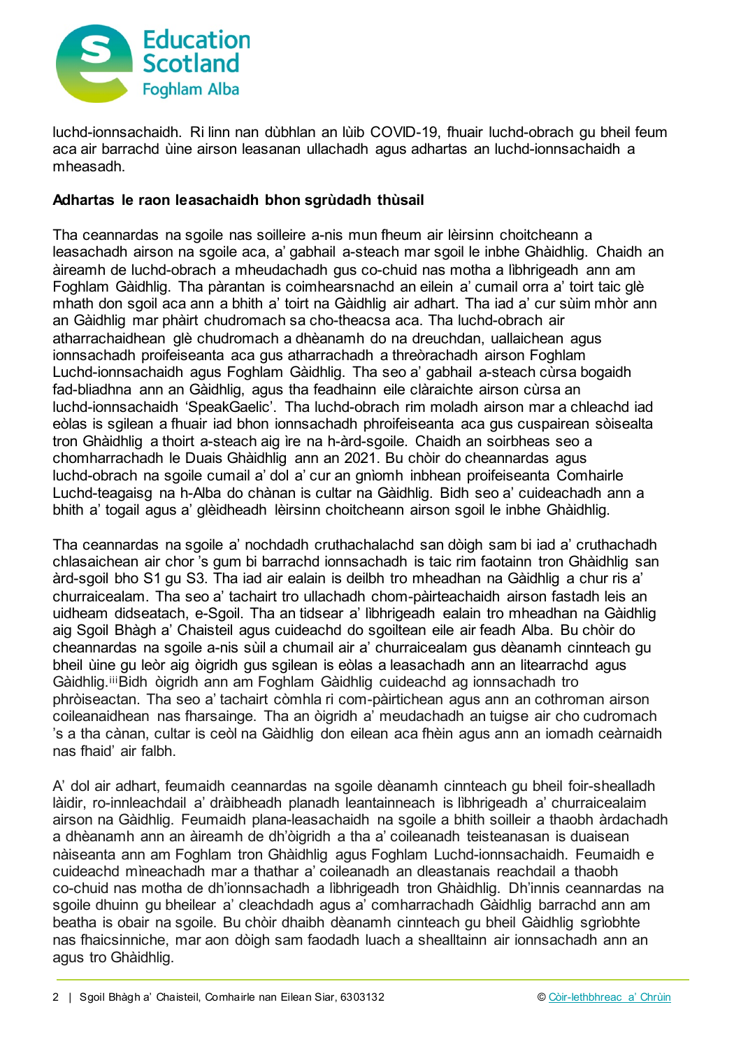luchd-ionnsachaidh. Ri linn nan dùbhlan an lùib COVID-19, fhuair luchd-obrach gu bheil feum aca air barrachd ùine airson leasanan ullachadh agus adhartas an luchd-ionnsachaidh a mheasadh.

**Adhartas le raon leasachaidh bhon sgrùdadh thùsail**

Tha ceannardas na sgoile nas soilleire a-nis mun fheum air lèirsinn choitcheann a leasachadh airson na sgoile aca, a' gabhail a-steach mar sgoil le inbhe Ghàidhlig. Chaidh an àireamh de luchd-obrach a mheudachadh gus co-chuid nas motha a lìbhrigeadh ann am Foghlam Gàidhlig. Tha pàrantan is coimhearsnachd an eilein a' cumail orra a' toirt taic glè mhath don sgoil aca ann a bhith a' toirt na Gàidhlig air adhart. Tha iad a' cur sùim mhòr ann an Gàidhlig mar phàirt chudromach sa cho-theacsa aca. Tha luchd-obrach air atharrachaidhean glè chudromach a dhèanamh do na dreuchdan, uallaichean agus ionnsachadh proifeiseanta aca gus atharrachadh a threòrachadh airson Foghlam Luchd-ionnsachaidh agus Foghlam Gàidhlig. Tha seo a' gabhail a-steach cùrsa bogaidh fad-bliadhna ann an Gàidhlig, agus tha feadhainn eile clàraichte airson cùrsa an luchd-ionnsachaidh 'SpeakGaelic'. Tha luchd-obrach rim moladh airson mar a chleachd iad eòlas is sgilean a fhuair iad bhon ionnsachadh phroifeiseanta aca gus cuspairean sòisealta tron Ghàidhlig a thoirt a-steach aig ìre na h-àrd-sgoile. Chaidh an soirbheas seo a chomharrachadh le Duais Ghàidhlig ann an 2021. Bu chòir do cheannardas agus luchd-obrach na sgoile cumail a' dol a' cur an gnìomh inbhean proifeiseanta Comhairle Luchd-teagaisg na h-Alba do chànan is cultar na Gàidhlig. Bidh seo a' cuideachadh ann a bhith a' togail agus a' glèidheadh lèirsinn choitcheann airson sgoil le inbhe Ghàidhlig.

Tha ceannardas na sgoile a' nochdadh cruthachalachd san dòigh sam bi iad a' cruthachadh chlasaichean air chor 's gum bi barrachd ionnsachadh is taic rim faotainn tron Ghàidhlig san àrd-sgoil bho S1 gu S3. Tha iad air ealain is deilbh tro mheadhan na Gàidhlig a chur ris a' churraicealam. Tha seo a' tachairt tro ullachadh chom-pàirteachaidh airson fastadh leis an uidheam didseatach, e-Sgoil. Tha an tidsear a' lìbhrigeadh ealain tro mheadhan na Gàidhlig aig Sgoil Bhàgh a' Chaisteil agus cuideachd do sgoiltean eile air feadh Alba. Bu chòir do cheannardas na sgoile a-nis sùil a chumail air a' churraicealam gus dèanamh cinnteach gu bheil ùine gu leòr aig òigridh gus sgilean is eòlas a leasachadh ann an litearrachd agus Gàidhlig.[iii] Bidh òigridh ann am Foghlam Gàidhlig cuideachd ag ionnsachadh tro phròiseactan. Tha seo a' tachairt còmhla ri com-pàirtichean agus ann an cothroman airson coileanaidhean nas fharsainge. Tha an òigridh a' meudachadh an tuigse air cho cudromach 's a tha cànan, cultar is ceòl na Gàidhlig don eilean aca fhèin agus ann an iomadh ceàrnaidh nas fhaid' air falbh.

A' dol air adhart, feumaidh ceannardas na sgoile dèanamh cinnteach gu bheil foir-shealladh làidir, ro-innleachdail a' dràibheadh planadh leantainneach is lìbhrigeadh a' churraicealaim airson na Gàidhlig. Feumaidh plana-leasachaidh na sgoile a bhith soilleir a thaobh àrdachadh a dhèanamh ann an àireamh de dh'òigridh a tha a' coileanadh teisteanasan is duaisean nàiseanta ann am Foghlam tron Ghàidhlig agus Foghlam Luchd-ionnsachaidh. Feumaidh e cuideachd mìneachadh mar a thathar a' coileanadh an dleastanais reachdail a thaobh co-chuid nas motha de dh'ionnsachadh a lìbhrigeadh tron Ghàidhlig. Dh'innis ceannardas na sgoile dhuinn gu bheilear a' cleachdadh agus a' comharrachadh Gàidhlig barrachd ann am beatha is obair na sgoile. Bu chòir dhaibh dèanamh cinnteach gu bheil Gàidhlig sgrìobhte nas fhaicsinniche, mar aon dòigh sam faodadh luach a shealltainn air ionnsachadh ann an agus tro Ghàidhlig.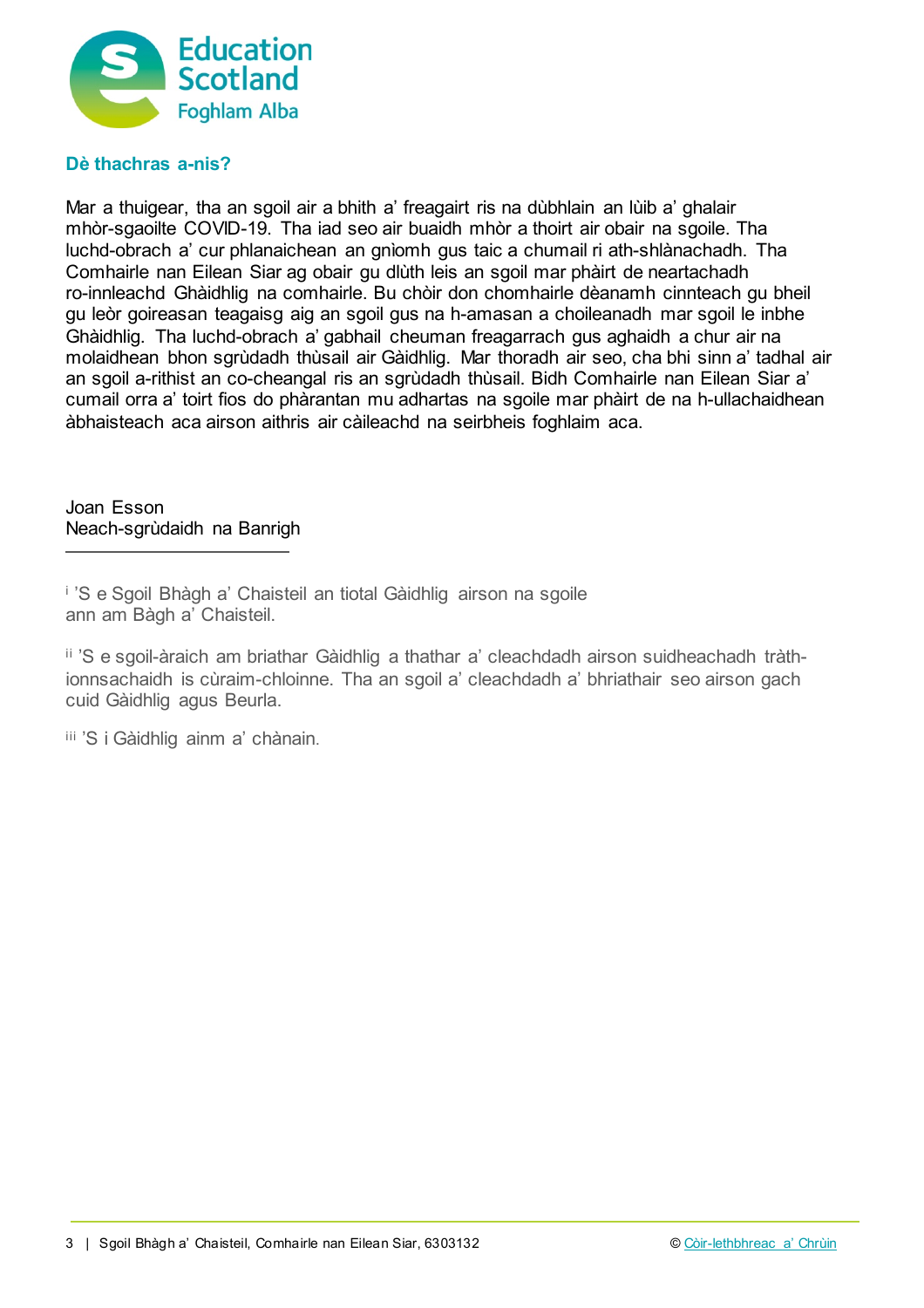## Dè thachras a-nis?

Mar a thuigear, tha an sgoil air a bhith a' freagairt ris na dùbhlain an lùib a' ghalair mhòr-sgaoilte COVID-19. Tha iad seo air buaidh mhòr a thoirt air obair na sgoile. Tha luchd-obrach a' cur phlanaichean an gnìomh gus taic a chumail ri ath-shlànachadh. Tha Comhairle nan Eilean Siar ag obair gu dlùth leis an sgoil mar phàirt de neartachadh ro-innleachd Ghàidhlig na comhairle. Bu chòir don chomhairle dèanamh cinnteach gu bheil gu leòr goireasan teagaisg aig an sgoil gus na h-amasan a choileanadh mar sgoil le inbhe Ghàidhlig. Tha luchd-obrach a' gabhail cheuman freagarrach gus aghaidh a chur air na molaidhean bhon sgrùdadh thùsail air Gàidhlig. Mar thoradh air seo, cha bhi sinn a' tadhal air an sgoil a-rithist an co-cheangal ris an sgrùdadh thùsail. Bidh Comhairle nan Eilean Siar a' cumail orra a' toirt fios do phàrantan mu adhartas na sgoile mar phàirt de na h-ullachaidhean àbhaisteach aca airson aithris air càileachd na seirbheis foghlaim aca.

Joan Esson
Neach-sgrùdaidh na Banrigh

---

[i] 'S e Sgoil Bhàgh a' Chaisteil an tiotal Gàidhlig airson na sgoile ann am Bàgh a' Chaisteil.

[ii] 'S e sgoil-àraich am briathar Gàidhlig a thathar a' cleachdadh airson suidheachadh tràth-ionnsachaidh is cùraim-chloinne. Tha an sgoil a' cleachdadh a' bhriathair seo airson gach cuid Gàidhlig agus Beurla.

[iii] 'S i Gàidhlig ainm a' chànain.